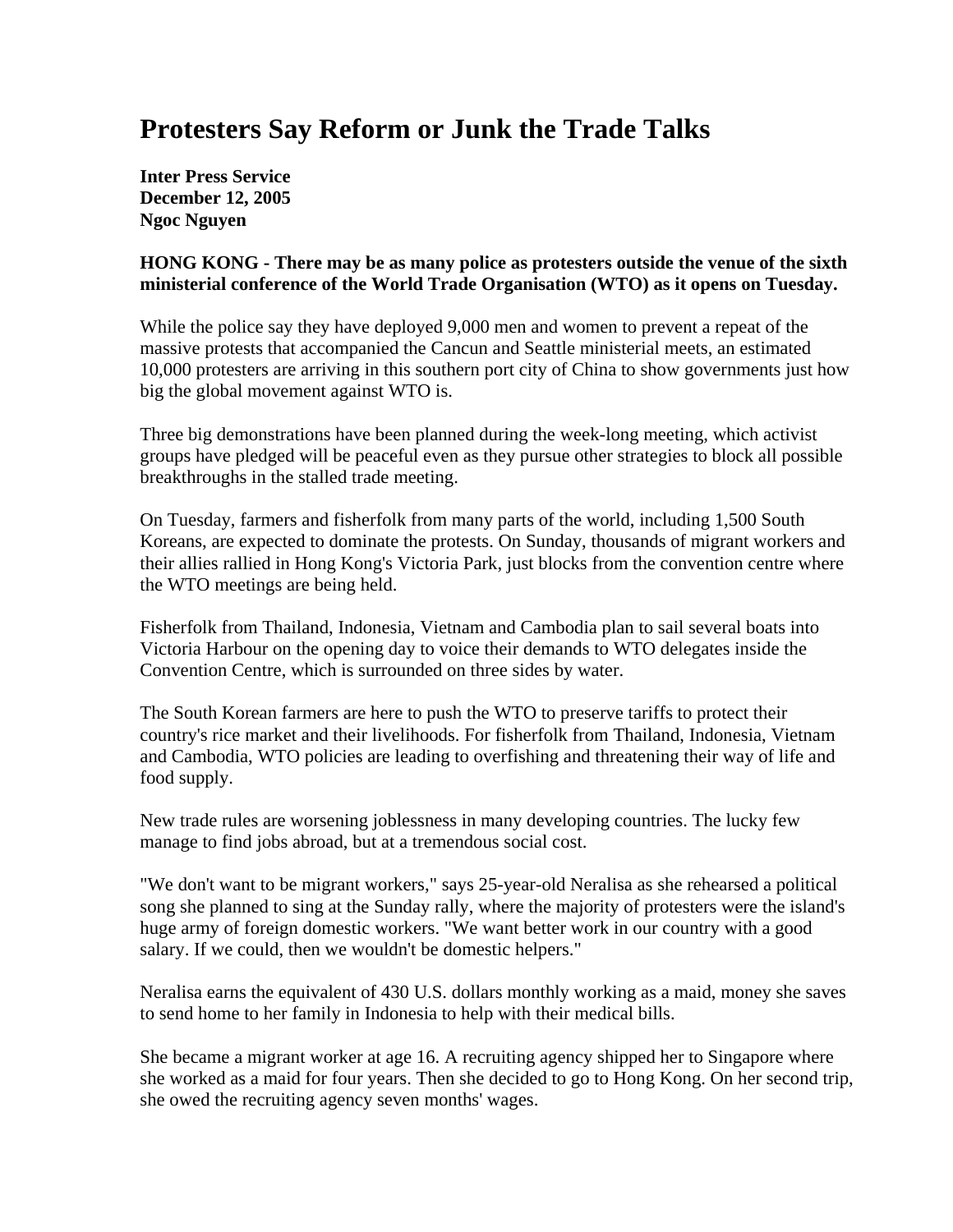# Protesters Say Reform or Junk the Trade Talks

**Inter Press Service**
**December 12, 2005**
**Ngoc Nguyen**

**HONG KONG - There may be as many police as protesters outside the venue of the sixth ministerial conference of the World Trade Organisation (WTO) as it opens on Tuesday.**

While the police say they have deployed 9,000 men and women to prevent a repeat of the massive protests that accompanied the Cancun and Seattle ministerial meets, an estimated 10,000 protesters are arriving in this southern port city of China to show governments just how big the global movement against WTO is.

Three big demonstrations have been planned during the week-long meeting, which activist groups have pledged will be peaceful even as they pursue other strategies to block all possible breakthroughs in the stalled trade meeting.

On Tuesday, farmers and fisherfolk from many parts of the world, including 1,500 South Koreans, are expected to dominate the protests. On Sunday, thousands of migrant workers and their allies rallied in Hong Kong's Victoria Park, just blocks from the convention centre where the WTO meetings are being held.

Fisherfolk from Thailand, Indonesia, Vietnam and Cambodia plan to sail several boats into Victoria Harbour on the opening day to voice their demands to WTO delegates inside the Convention Centre, which is surrounded on three sides by water.

The South Korean farmers are here to push the WTO to preserve tariffs to protect their country's rice market and their livelihoods. For fisherfolk from Thailand, Indonesia, Vietnam and Cambodia, WTO policies are leading to overfishing and threatening their way of life and food supply.

New trade rules are worsening joblessness in many developing countries. The lucky few manage to find jobs abroad, but at a tremendous social cost.

"We don't want to be migrant workers," says 25-year-old Neralisa as she rehearsed a political song she planned to sing at the Sunday rally, where the majority of protesters were the island's huge army of foreign domestic workers. "We want better work in our country with a good salary. If we could, then we wouldn't be domestic helpers."

Neralisa earns the equivalent of 430 U.S. dollars monthly working as a maid, money she saves to send home to her family in Indonesia to help with their medical bills.

She became a migrant worker at age 16. A recruiting agency shipped her to Singapore where she worked as a maid for four years. Then she decided to go to Hong Kong. On her second trip, she owed the recruiting agency seven months' wages.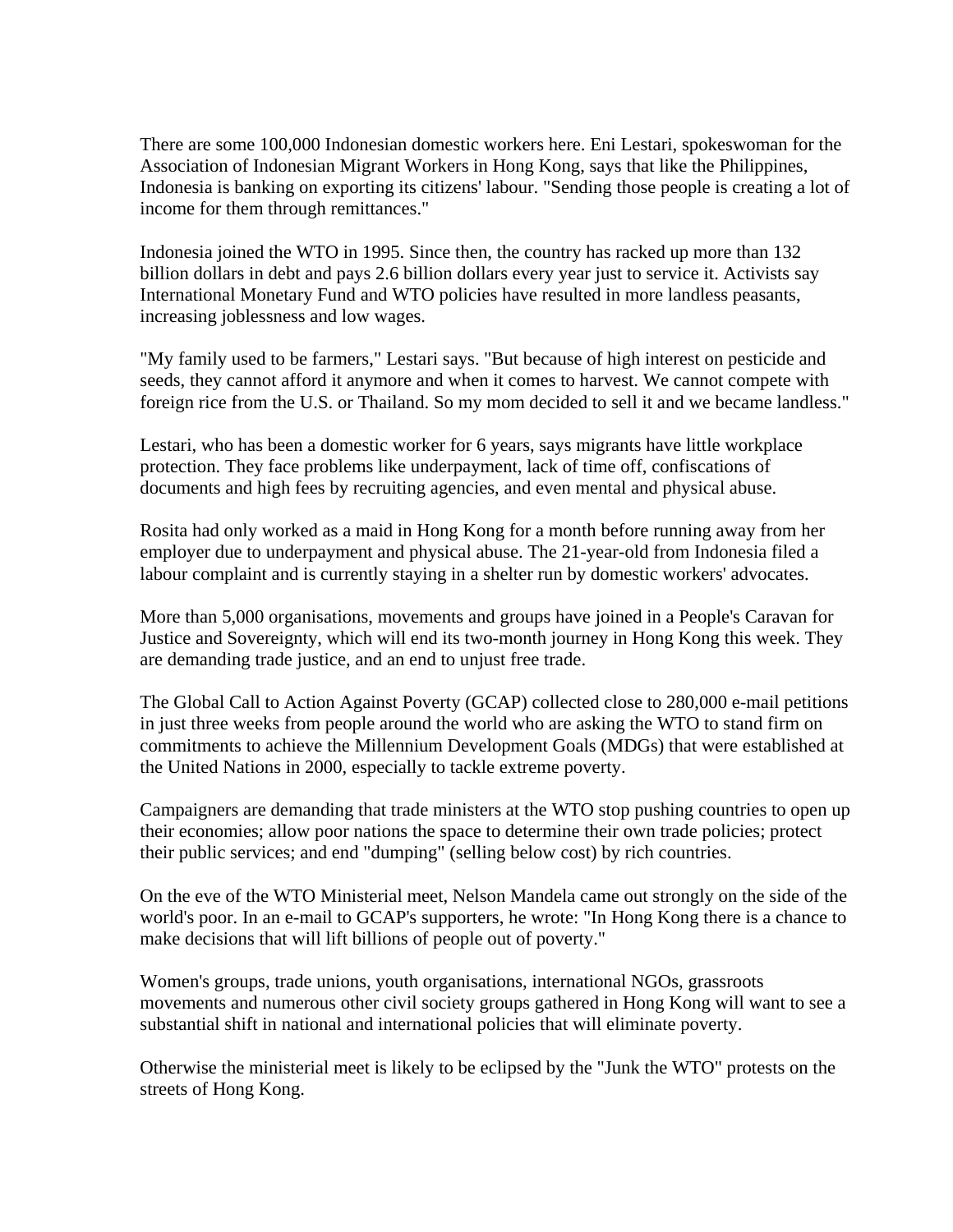There are some 100,000 Indonesian domestic workers here. Eni Lestari, spokeswoman for the Association of Indonesian Migrant Workers in Hong Kong, says that like the Philippines, Indonesia is banking on exporting its citizens' labour. "Sending those people is creating a lot of income for them through remittances."

Indonesia joined the WTO in 1995. Since then, the country has racked up more than 132 billion dollars in debt and pays 2.6 billion dollars every year just to service it. Activists say International Monetary Fund and WTO policies have resulted in more landless peasants, increasing joblessness and low wages.

"My family used to be farmers," Lestari says. "But because of high interest on pesticide and seeds, they cannot afford it anymore and when it comes to harvest. We cannot compete with foreign rice from the U.S. or Thailand. So my mom decided to sell it and we became landless."

Lestari, who has been a domestic worker for 6 years, says migrants have little workplace protection. They face problems like underpayment, lack of time off, confiscations of documents and high fees by recruiting agencies, and even mental and physical abuse.

Rosita had only worked as a maid in Hong Kong for a month before running away from her employer due to underpayment and physical abuse. The 21-year-old from Indonesia filed a labour complaint and is currently staying in a shelter run by domestic workers' advocates.

More than 5,000 organisations, movements and groups have joined in a People's Caravan for Justice and Sovereignty, which will end its two-month journey in Hong Kong this week. They are demanding trade justice, and an end to unjust free trade.

The Global Call to Action Against Poverty (GCAP) collected close to 280,000 e-mail petitions in just three weeks from people around the world who are asking the WTO to stand firm on commitments to achieve the Millennium Development Goals (MDGs) that were established at the United Nations in 2000, especially to tackle extreme poverty.

Campaigners are demanding that trade ministers at the WTO stop pushing countries to open up their economies; allow poor nations the space to determine their own trade policies; protect their public services; and end "dumping" (selling below cost) by rich countries.

On the eve of the WTO Ministerial meet, Nelson Mandela came out strongly on the side of the world's poor. In an e-mail to GCAP's supporters, he wrote: "In Hong Kong there is a chance to make decisions that will lift billions of people out of poverty."

Women's groups, trade unions, youth organisations, international NGOs, grassroots movements and numerous other civil society groups gathered in Hong Kong will want to see a substantial shift in national and international policies that will eliminate poverty.

Otherwise the ministerial meet is likely to be eclipsed by the "Junk the WTO" protests on the streets of Hong Kong.